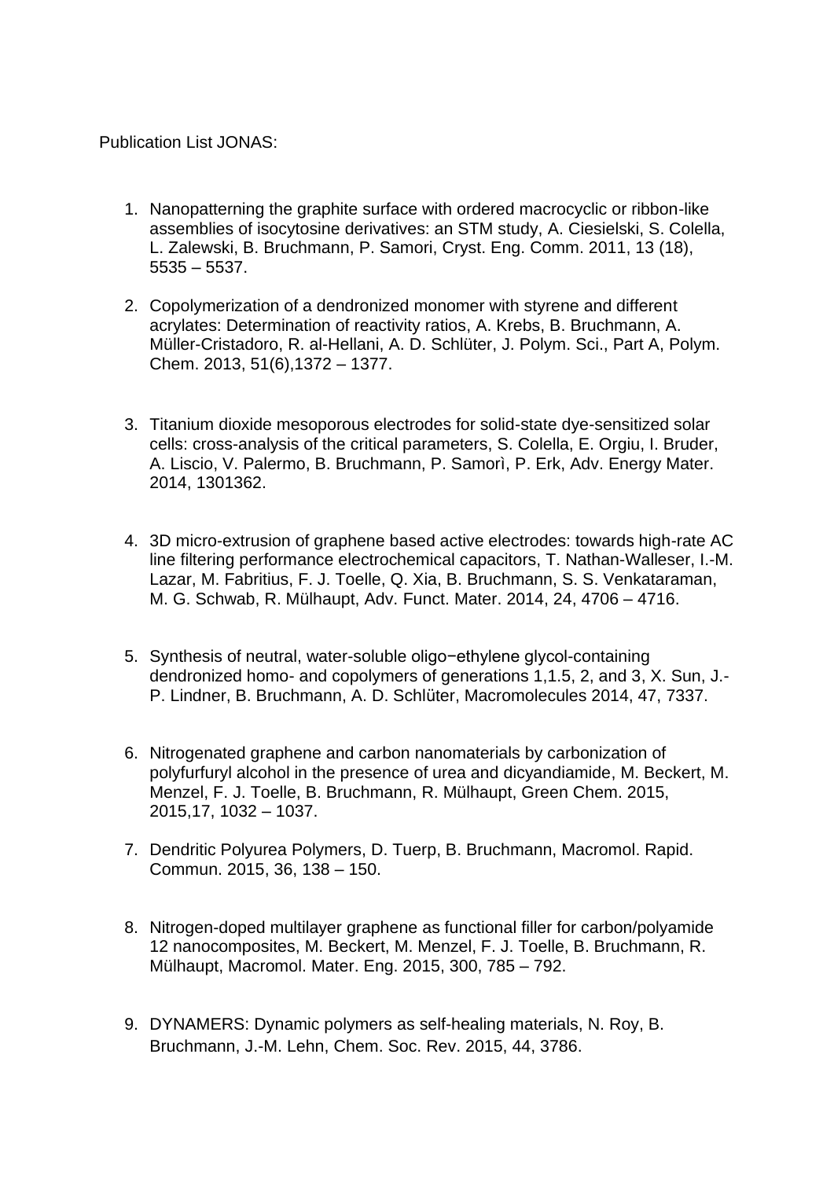Publication List JONAS:

1. Nanopatterning the graphite surface with ordered macrocyclic or ribbon-like assemblies of isocytosine derivatives: an STM study, A. Ciesielski, S. Colella, L. Zalewski, B. Bruchmann, P. Samori, Cryst. Eng. Comm. 2011, 13 (18), 5535 – 5537.

2. Copolymerization of a dendronized monomer with styrene and different acrylates: Determination of reactivity ratios, A. Krebs, B. Bruchmann, A. Müller-Cristadoro, R. al-Hellani, A. D. Schlüter, J. Polym. Sci., Part A, Polym. Chem. 2013, 51(6),1372 – 1377.

3. Titanium dioxide mesoporous electrodes for solid-state dye-sensitized solar cells: cross-analysis of the critical parameters, S. Colella, E. Orgiu, I. Bruder, A. Liscio, V. Palermo, B. Bruchmann, P. Samorì, P. Erk, Adv. Energy Mater. 2014, 1301362.

4. 3D micro-extrusion of graphene based active electrodes: towards high-rate AC line filtering performance electrochemical capacitors, T. Nathan-Walleser, I.-M. Lazar, M. Fabritius, F. J. Toelle, Q. Xia, B. Bruchmann, S. S. Venkataraman, M. G. Schwab, R. Mülhaupt, Adv. Funct. Mater. 2014, 24, 4706 – 4716.

5. Synthesis of neutral, water-soluble oligo−ethylene glycol-containing dendronized homo- and copolymers of generations 1,1.5, 2, and 3, X. Sun, J.-P. Lindner, B. Bruchmann, A. D. Schlüter, Macromolecules 2014, 47, 7337.

6. Nitrogenated graphene and carbon nanomaterials by carbonization of polyfurfuryl alcohol in the presence of urea and dicyandiamide, M. Beckert, M. Menzel, F. J. Toelle, B. Bruchmann, R. Mülhaupt, Green Chem. 2015, 2015,17, 1032 – 1037.

7. Dendritic Polyurea Polymers, D. Tuerp, B. Bruchmann, Macromol. Rapid. Commun. 2015, 36, 138 – 150.

8. Nitrogen-doped multilayer graphene as functional filler for carbon/polyamide 12 nanocomposites, M. Beckert, M. Menzel, F. J. Toelle, B. Bruchmann, R. Mülhaupt, Macromol. Mater. Eng. 2015, 300, 785 – 792.

9. DYNAMERS: Dynamic polymers as self-healing materials, N. Roy, B. Bruchmann, J.-M. Lehn, Chem. Soc. Rev. 2015, 44, 3786.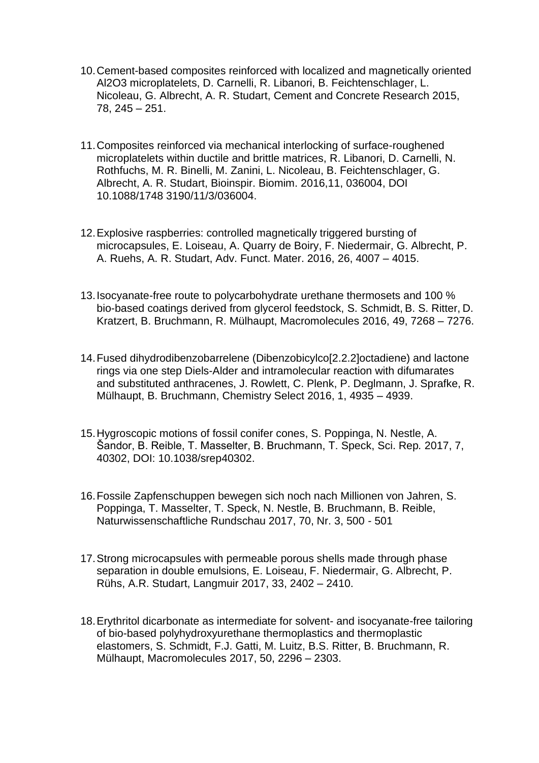10. Cement-based composites reinforced with localized and magnetically oriented Al2O3 microplatelets, D. Carnelli, R. Libanori, B. Feichtenschlager, L. Nicoleau, G. Albrecht, A. R. Studart, Cement and Concrete Research 2015, 78, 245 – 251.

11. Composites reinforced via mechanical interlocking of surface-roughened microplatelets within ductile and brittle matrices, R. Libanori, D. Carnelli, N. Rothfuchs, M. R. Binelli, M. Zanini, L. Nicoleau, B. Feichtenschlager, G. Albrecht, A. R. Studart, Bioinspir. Biomim. 2016,11, 036004, DOI 10.1088/1748 3190/11/3/036004.

12. Explosive raspberries: controlled magnetically triggered bursting of microcapsules, E. Loiseau, A. Quarry de Boiry, F. Niedermair, G. Albrecht, P. A. Ruehs, A. R. Studart, Adv. Funct. Mater. 2016, 26, 4007 – 4015.

13. Isocyanate-free route to polycarbohydrate urethane thermosets and 100 % bio-based coatings derived from glycerol feedstock, S. Schmidt, B. S. Ritter, D. Kratzert, B. Bruchmann, R. Mülhaupt, Macromolecules 2016, 49, 7268 – 7276.

14. Fused dihydrodibenzobarrelene (Dibenzobicylco[2.2.2]octadiene) and lactone rings via one step Diels-Alder and intramolecular reaction with difumarates and substituted anthracenes, J. Rowlett, C. Plenk, P. Deglmann, J. Sprafke, R. Mülhaupt, B. Bruchmann, Chemistry Select 2016, 1, 4935 – 4939.

15. Hygroscopic motions of fossil conifer cones, S. Poppinga, N. Nestle, A. Šandor, B. Reible, T. Masselter, B. Bruchmann, T. Speck, Sci. Rep. 2017, 7, 40302, DOI: 10.1038/srep40302.

16. Fossile Zapfenschuppen bewegen sich noch nach Millionen von Jahren, S. Poppinga, T. Masselter, T. Speck, N. Nestle, B. Bruchmann, B. Reible, Naturwissenschaftliche Rundschau 2017, 70, Nr. 3, 500 - 501

17. Strong microcapsules with permeable porous shells made through phase separation in double emulsions, E. Loiseau, F. Niedermair, G. Albrecht, P. Rühs, A.R. Studart, Langmuir 2017, 33, 2402 – 2410.

18. Erythritol dicarbonate as intermediate for solvent- and isocyanate-free tailoring of bio-based polyhydroxyurethane thermoplastics and thermoplastic elastomers, S. Schmidt, F.J. Gatti, M. Luitz, B.S. Ritter, B. Bruchmann, R. Mülhaupt, Macromolecules 2017, 50, 2296 – 2303.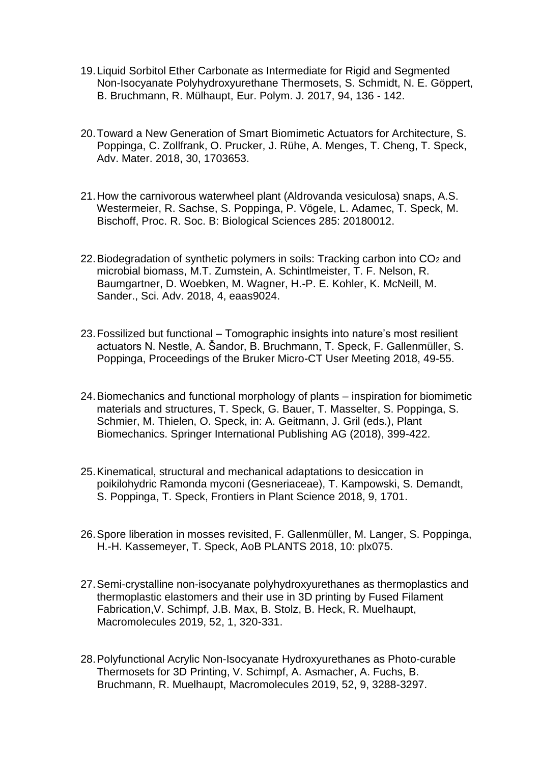19. Liquid Sorbitol Ether Carbonate as Intermediate for Rigid and Segmented Non-Isocyanate Polyhydroxyurethane Thermosets, S. Schmidt, N. E. Göppert, B. Bruchmann, R. Mülhaupt, Eur. Polym. J. 2017, 94, 136 - 142.

20. Toward a New Generation of Smart Biomimetic Actuators for Architecture, S. Poppinga, C. Zollfrank, O. Prucker, J. Rühe, A. Menges, T. Cheng, T. Speck, Adv. Mater. 2018, 30, 1703653.

21. How the carnivorous waterwheel plant (Aldrovanda vesiculosa) snaps, A.S. Westermeier, R. Sachse, S. Poppinga, P. Vögele, L. Adamec, T. Speck, M. Bischoff, Proc. R. Soc. B: Biological Sciences 285: 20180012.

22. Biodegradation of synthetic polymers in soils: Tracking carbon into $CO_2$ and microbial biomass, M.T. Zumstein, A. Schintlmeister, T. F. Nelson, R. Baumgartner, D. Woebken, M. Wagner, H.-P. E. Kohler, K. McNeill, M. Sander., Sci. Adv. 2018, 4, eaas9024.

23. Fossilized but functional – Tomographic insights into nature's most resilient actuators N. Nestle, A. Šandor, B. Bruchmann, T. Speck, F. Gallenmüller, S. Poppinga, Proceedings of the Bruker Micro-CT User Meeting 2018, 49-55.

24. Biomechanics and functional morphology of plants – inspiration for biomimetic materials and structures, T. Speck, G. Bauer, T. Masselter, S. Poppinga, S. Schmier, M. Thielen, O. Speck, in: A. Geitmann, J. Gril (eds.), Plant Biomechanics. Springer International Publishing AG (2018), 399-422.

25. Kinematical, structural and mechanical adaptations to desiccation in poikilohydric Ramonda myconi (Gesneriaceae), T. Kampowski, S. Demandt, S. Poppinga, T. Speck, Frontiers in Plant Science 2018, 9, 1701.

26. Spore liberation in mosses revisited, F. Gallenmüller, M. Langer, S. Poppinga, H.-H. Kassemeyer, T. Speck, AoB PLANTS 2018, 10: plx075.

27. Semi-crystalline non-isocyanate polyhydroxyurethanes as thermoplastics and thermoplastic elastomers and their use in 3D printing by Fused Filament Fabrication,V. Schimpf, J.B. Max, B. Stolz, B. Heck, R. Muelhaupt, Macromolecules 2019, 52, 1, 320-331.

28. Polyfunctional Acrylic Non-Isocyanate Hydroxyurethanes as Photo-curable Thermosets for 3D Printing, V. Schimpf, A. Asmacher, A. Fuchs, B. Bruchmann, R. Muelhaupt, Macromolecules 2019, 52, 9, 3288-3297.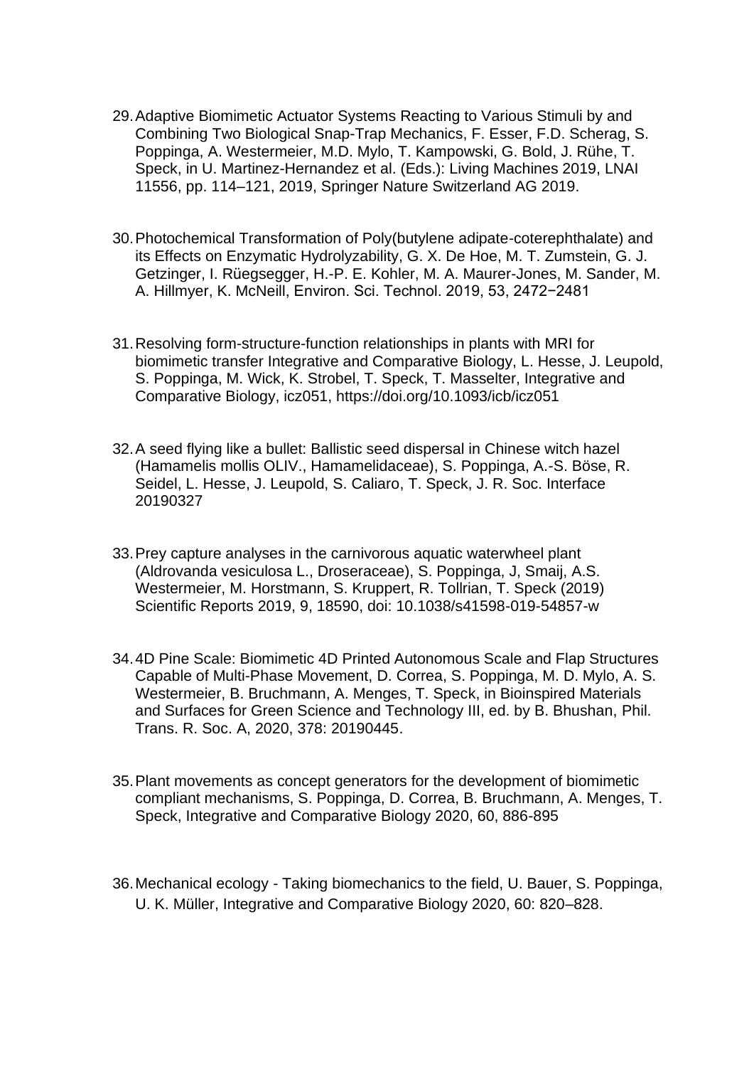29. Adaptive Biomimetic Actuator Systems Reacting to Various Stimuli by and Combining Two Biological Snap-Trap Mechanics, F. Esser, F.D. Scherag, S. Poppinga, A. Westermeier, M.D. Mylo, T. Kampowski, G. Bold, J. Rühe, T. Speck, in U. Martinez-Hernandez et al. (Eds.): Living Machines 2019, LNAI 11556, pp. 114–121, 2019, Springer Nature Switzerland AG 2019.

30. Photochemical Transformation of Poly(butylene adipate-coterephthalate) and its Effects on Enzymatic Hydrolyzability, G. X. De Hoe, M. T. Zumstein, G. J. Getzinger, I. Rüegsegger, H.-P. E. Kohler, M. A. Maurer-Jones, M. Sander, M. A. Hillmyer, K. McNeill, Environ. Sci. Technol. 2019, 53, 2472−2481

31. Resolving form-structure-function relationships in plants with MRI for biomimetic transfer Integrative and Comparative Biology, L. Hesse, J. Leupold, S. Poppinga, M. Wick, K. Strobel, T. Speck, T. Masselter, Integrative and Comparative Biology, icz051, https://doi.org/10.1093/icb/icz051

32. A seed flying like a bullet: Ballistic seed dispersal in Chinese witch hazel (Hamamelis mollis OLIV., Hamamelidaceae), S. Poppinga, A.-S. Böse, R. Seidel, L. Hesse, J. Leupold, S. Caliaro, T. Speck, J. R. Soc. Interface 20190327

33. Prey capture analyses in the carnivorous aquatic waterwheel plant (Aldrovanda vesiculosa L., Droseraceae), S. Poppinga, J, Smaij, A.S. Westermeier, M. Horstmann, S. Kruppert, R. Tollrian, T. Speck (2019) Scientific Reports 2019, 9, 18590, doi: 10.1038/s41598-019-54857-w

34. 4D Pine Scale: Biomimetic 4D Printed Autonomous Scale and Flap Structures Capable of Multi-Phase Movement, D. Correa, S. Poppinga, M. D. Mylo, A. S. Westermeier, B. Bruchmann, A. Menges, T. Speck, in Bioinspired Materials and Surfaces for Green Science and Technology III, ed. by B. Bhushan, Phil. Trans. R. Soc. A, 2020, 378: 20190445.

35. Plant movements as concept generators for the development of biomimetic compliant mechanisms, S. Poppinga, D. Correa, B. Bruchmann, A. Menges, T. Speck, Integrative and Comparative Biology 2020, 60, 886-895

36. Mechanical ecology - Taking biomechanics to the field, U. Bauer, S. Poppinga, U. K. Müller, Integrative and Comparative Biology 2020, 60: 820–828.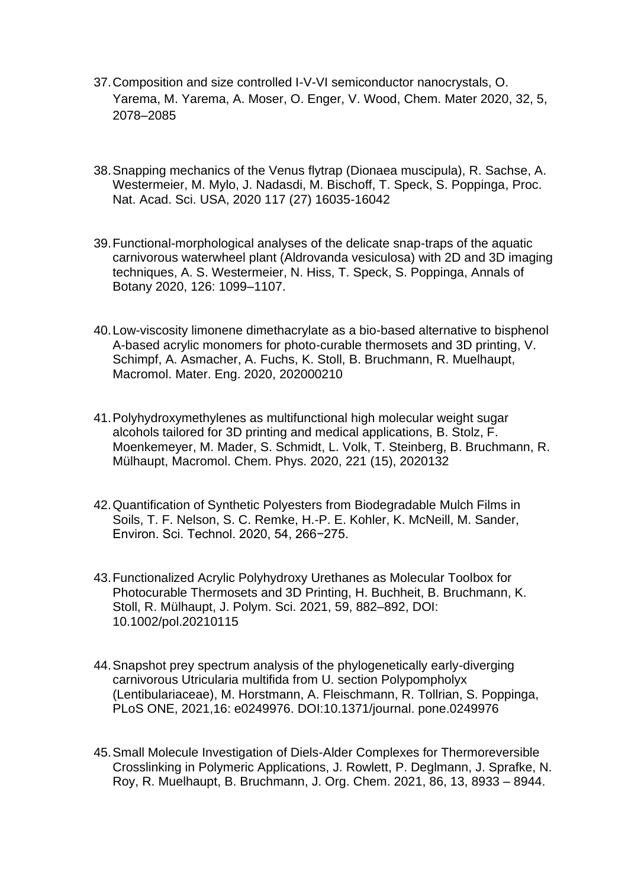37. Composition and size controlled I-V-VI semiconductor nanocrystals, O. Yarema, M. Yarema, A. Moser, O. Enger, V. Wood, Chem. Mater 2020, 32, 5, 2078–2085

38. Snapping mechanics of the Venus flytrap (Dionaea muscipula), R. Sachse, A. Westermeier, M. Mylo, J. Nadasdi, M. Bischoff, T. Speck, S. Poppinga, Proc. Nat. Acad. Sci. USA, 2020 117 (27) 16035-16042

39. Functional-morphological analyses of the delicate snap-traps of the aquatic carnivorous waterwheel plant (Aldrovanda vesiculosa) with 2D and 3D imaging techniques, A. S. Westermeier, N. Hiss, T. Speck, S. Poppinga, Annals of Botany 2020, 126: 1099–1107.

40. Low-viscosity limonene dimethacrylate as a bio-based alternative to bisphenol A-based acrylic monomers for photo-curable thermosets and 3D printing, V. Schimpf, A. Asmacher, A. Fuchs, K. Stoll, B. Bruchmann, R. Muelhaupt, Macromol. Mater. Eng. 2020, 202000210

41. Polyhydroxymethylenes as multifunctional high molecular weight sugar alcohols tailored for 3D printing and medical applications, B. Stolz, F. Moenkemeyer, M. Mader, S. Schmidt, L. Volk, T. Steinberg, B. Bruchmann, R. Mülhaupt, Macromol. Chem. Phys. 2020, 221 (15), 2020132

42. Quantification of Synthetic Polyesters from Biodegradable Mulch Films in Soils, T. F. Nelson, S. C. Remke, H.-P. E. Kohler, K. McNeill, M. Sander, Environ. Sci. Technol. 2020, 54, 266−275.

43. Functionalized Acrylic Polyhydroxy Urethanes as Molecular Toolbox for Photocurable Thermosets and 3D Printing, H. Buchheit, B. Bruchmann, K. Stoll, R. Mülhaupt, J. Polym. Sci. 2021, 59, 882–892, DOI: 10.1002/pol.20210115

44. Snapshot prey spectrum analysis of the phylogenetically early-diverging carnivorous Utricularia multifida from U. section Polypompholyx (Lentibulariaceae), M. Horstmann, A. Fleischmann, R. Tollrian, S. Poppinga, PLoS ONE, 2021,16: e0249976. DOI:10.1371/journal. pone.0249976

45. Small Molecule Investigation of Diels-Alder Complexes for Thermoreversible Crosslinking in Polymeric Applications, J. Rowlett, P. Deglmann, J. Sprafke, N. Roy, R. Muelhaupt, B. Bruchmann, J. Org. Chem. 2021, 86, 13, 8933 – 8944.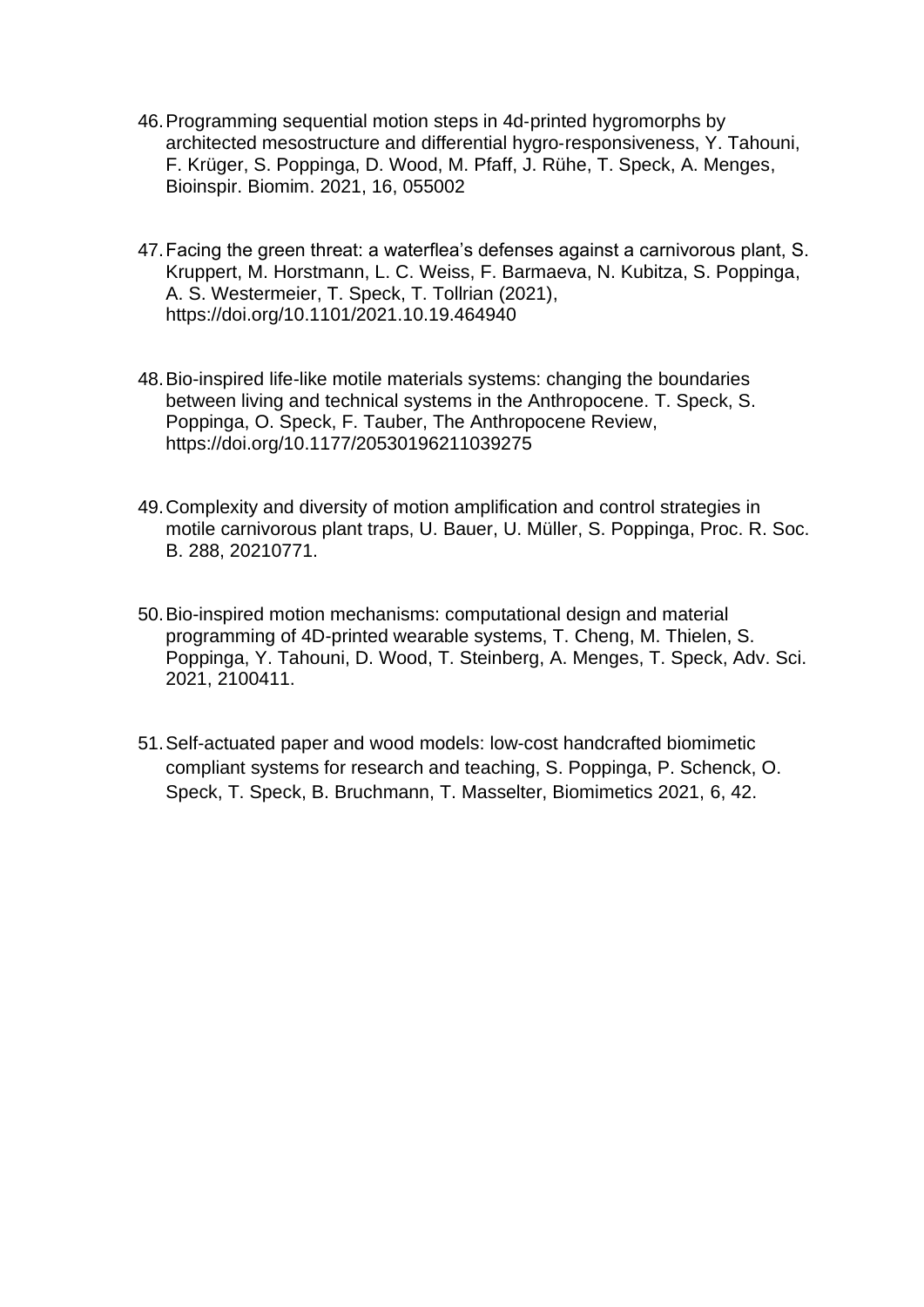46. Programming sequential motion steps in 4d-printed hygromorphs by architected mesostructure and differential hygro-responsiveness, Y. Tahouni, F. Krüger, S. Poppinga, D. Wood, M. Pfaff, J. Rühe, T. Speck, A. Menges, Bioinspir. Biomim. 2021, 16, 055002

47. Facing the green threat: a waterflea's defenses against a carnivorous plant, S. Kruppert, M. Horstmann, L. C. Weiss, F. Barmaeva, N. Kubitza, S. Poppinga, A. S. Westermeier, T. Speck, T. Tollrian (2021), https://doi.org/10.1101/2021.10.19.464940

48. Bio-inspired life-like motile materials systems: changing the boundaries between living and technical systems in the Anthropocene. T. Speck, S. Poppinga, O. Speck, F. Tauber, The Anthropocene Review, https://doi.org/10.1177/20530196211039275

49. Complexity and diversity of motion amplification and control strategies in motile carnivorous plant traps, U. Bauer, U. Müller, S. Poppinga, Proc. R. Soc. B. 288, 20210771.

50. Bio-inspired motion mechanisms: computational design and material programming of 4D-printed wearable systems, T. Cheng, M. Thielen, S. Poppinga, Y. Tahouni, D. Wood, T. Steinberg, A. Menges, T. Speck, Adv. Sci. 2021, 2100411.

51. Self-actuated paper and wood models: low-cost handcrafted biomimetic compliant systems for research and teaching, S. Poppinga, P. Schenck, O. Speck, T. Speck, B. Bruchmann, T. Masselter, Biomimetics 2021, 6, 42.